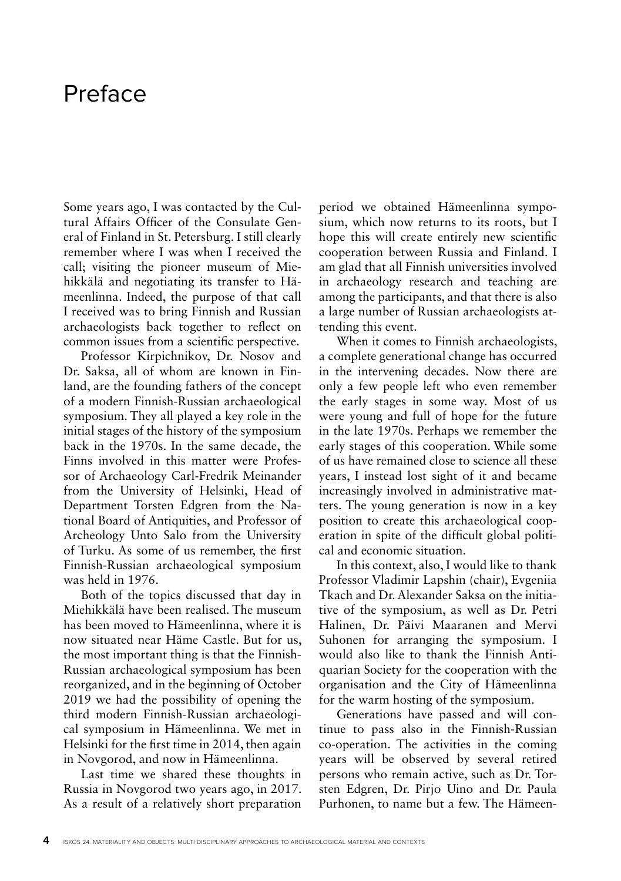# Preface

Some years ago, I was contacted by the Cultural Affairs Officer of the Consulate General of Finland in St. Petersburg. I still clearly remember where I was when I received the call; visiting the pioneer museum of Miehikkälä and negotiating its transfer to Hämeenlinna. Indeed, the purpose of that call I received was to bring Finnish and Russian archaeologists back together to reflect on common issues from a scientific perspective.

Professor Kirpichnikov, Dr. Nosov and Dr. Saksa, all of whom are known in Finland, are the founding fathers of the concept of a modern Finnish-Russian archaeological symposium. They all played a key role in the initial stages of the history of the symposium back in the 1970s. In the same decade, the Finns involved in this matter were Professor of Archaeology Carl-Fredrik Meinander from the University of Helsinki, Head of Department Torsten Edgren from the National Board of Antiquities, and Professor of Archeology Unto Salo from the University of Turku. As some of us remember, the first Finnish-Russian archaeological symposium was held in 1976.

Both of the topics discussed that day in Miehikkälä have been realised. The museum has been moved to Hämeenlinna, where it is now situated near Häme Castle. But for us, the most important thing is that the Finnish-Russian archaeological symposium has been reorganized, and in the beginning of October 2019 we had the possibility of opening the third modern Finnish-Russian archaeological symposium in Hämeenlinna. We met in Helsinki for the first time in 2014, then again in Novgorod, and now in Hämeenlinna.

Last time we shared these thoughts in Russia in Novgorod two years ago, in 2017. As a result of a relatively short preparation period we obtained Hämeenlinna symposium, which now returns to its roots, but I hope this will create entirely new scientific cooperation between Russia and Finland. I am glad that all Finnish universities involved in archaeology research and teaching are among the participants, and that there is also a large number of Russian archaeologists attending this event.

When it comes to Finnish archaeologists, a complete generational change has occurred in the intervening decades. Now there are only a few people left who even remember the early stages in some way. Most of us were young and full of hope for the future in the late 1970s. Perhaps we remember the early stages of this cooperation. While some of us have remained close to science all these years, I instead lost sight of it and became increasingly involved in administrative matters. The young generation is now in a key position to create this archaeological cooperation in spite of the difficult global political and economic situation.

In this context, also, I would like to thank Professor Vladimir Lapshin (chair), Evgeniia Tkach and Dr. Alexander Saksa on the initiative of the symposium, as well as Dr. Petri Halinen, Dr. Päivi Maaranen and Mervi Suhonen for arranging the symposium. I would also like to thank the Finnish Antiquarian Society for the cooperation with the organisation and the City of Hämeenlinna for the warm hosting of the symposium.

Generations have passed and will continue to pass also in the Finnish-Russian co-operation. The activities in the coming years will be observed by several retired persons who remain active, such as Dr. Torsten Edgren, Dr. Pirjo Uino and Dr. Paula Purhonen, to name but a few. The Hämeen-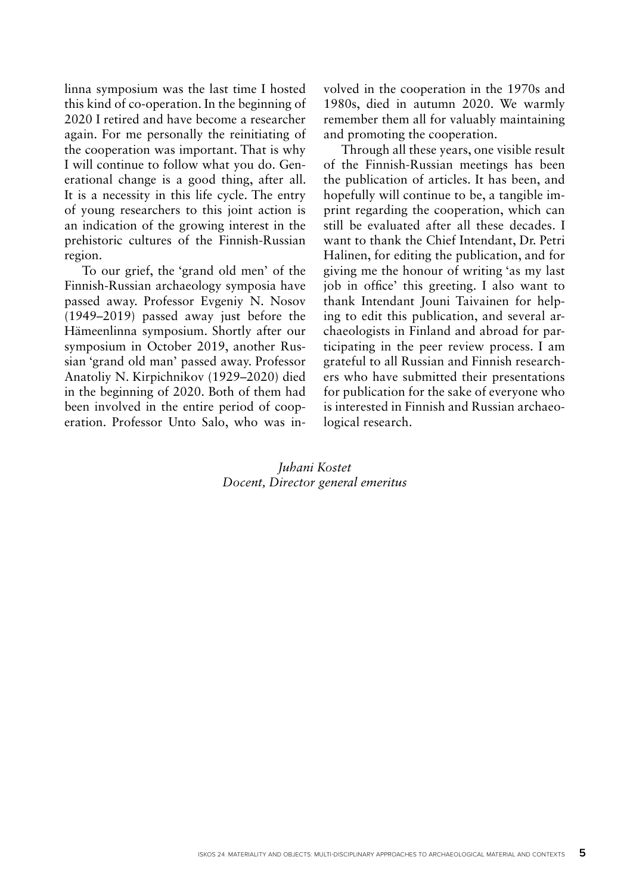linna symposium was the last time I hosted this kind of co-operation. In the beginning of 2020 I retired and have become a researcher again. For me personally the reinitiating of the cooperation was important. That is why I will continue to follow what you do. Generational change is a good thing, after all. It is a necessity in this life cycle. The entry of young researchers to this joint action is an indication of the growing interest in the prehistoric cultures of the Finnish-Russian region.

To our grief, the 'grand old men' of the Finnish-Russian archaeology symposia have passed away. Professor Evgeniy N. Nosov (1949–2019) passed away just before the Hämeenlinna symposium. Shortly after our symposium in October 2019, another Russian 'grand old man' passed away. Professor Anatoliy N. Kirpichnikov (1929–2020) died in the beginning of 2020. Both of them had been involved in the entire period of cooperation. Professor Unto Salo, who was involved in the cooperation in the 1970s and 1980s, died in autumn 2020. We warmly remember them all for valuably maintaining and promoting the cooperation.

Through all these years, one visible result of the Finnish-Russian meetings has been the publication of articles. It has been, and hopefully will continue to be, a tangible imprint regarding the cooperation, which can still be evaluated after all these decades. I want to thank the Chief Intendant, Dr. Petri Halinen, for editing the publication, and for giving me the honour of writing 'as my last job in office' this greeting. I also want to thank Intendant Jouni Taivainen for helping to edit this publication, and several archaeologists in Finland and abroad for participating in the peer review process. I am grateful to all Russian and Finnish researchers who have submitted their presentations for publication for the sake of everyone who is interested in Finnish and Russian archaeological research.

*Juhani Kostet*
*Docent, Director general emeritus*